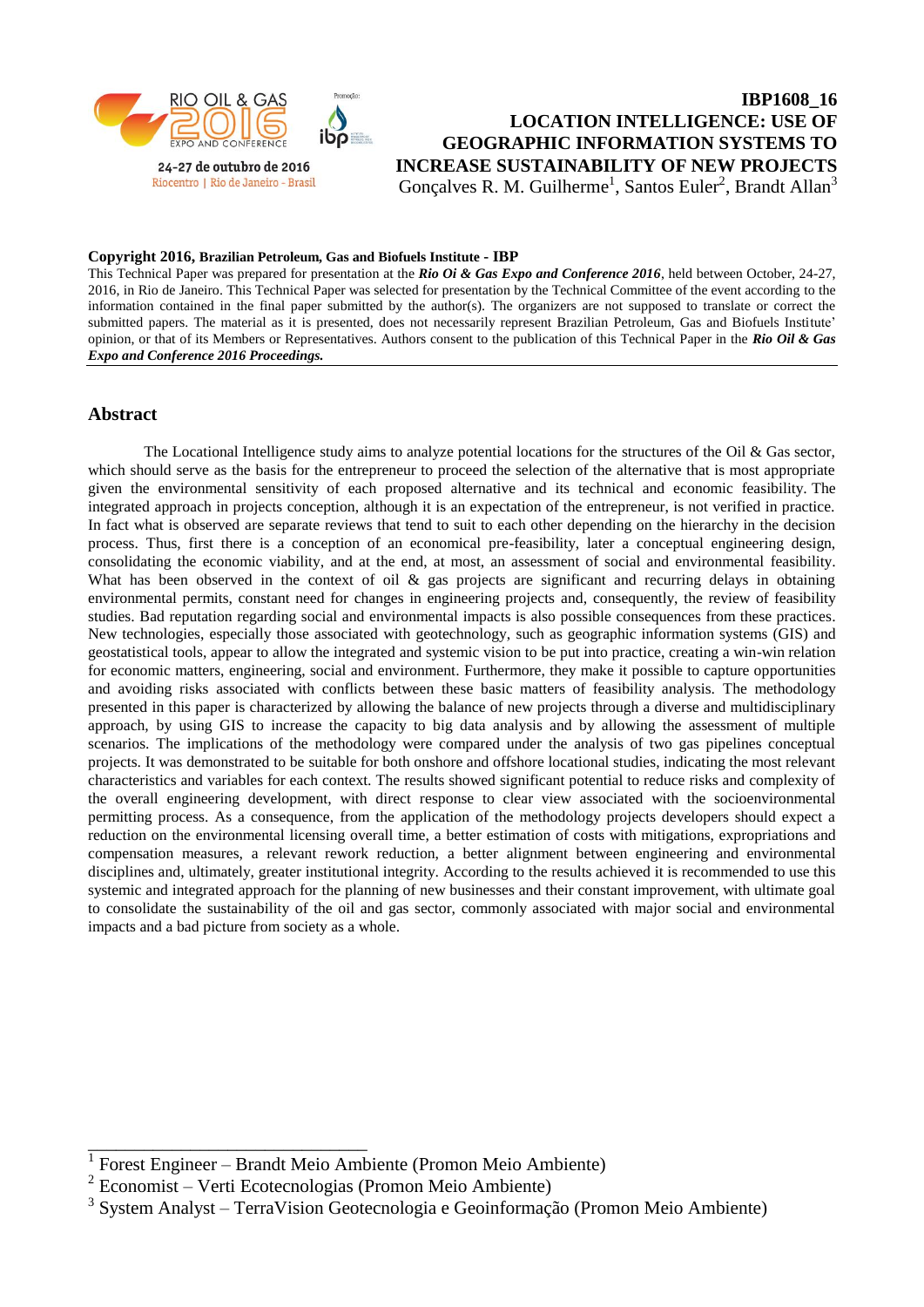**IBP1608_16**

# LOCATION INTELLIGENCE: USE OF GEOGRAPHIC INFORMATION SYSTEMS TO INCREASE SUSTAINABILITY OF NEW PROJECTS

Gonçalves R. M. Guilherme[1], Santos Euler[2], Brandt Allan[3]

**Copyright 2016, Brazilian Petroleum, Gas and Biofuels Institute - IBP**

This Technical Paper was prepared for presentation at the ***Rio Oi & Gas Expo and Conference 2016***, held between October, 24-27, 2016, in Rio de Janeiro. This Technical Paper was selected for presentation by the Technical Committee of the event according to the information contained in the final paper submitted by the author(s). The organizers are not supposed to translate or correct the submitted papers. The material as it is presented, does not necessarily represent Brazilian Petroleum, Gas and Biofuels Institute' opinion, or that of its Members or Representatives. Authors consent to the publication of this Technical Paper in the ***Rio Oil & Gas Expo and Conference 2016 Proceedings.***

## Abstract

The Locational Intelligence study aims to analyze potential locations for the structures of the Oil & Gas sector, which should serve as the basis for the entrepreneur to proceed the selection of the alternative that is most appropriate given the environmental sensitivity of each proposed alternative and its technical and economic feasibility. The integrated approach in projects conception, although it is an expectation of the entrepreneur, is not verified in practice. In fact what is observed are separate reviews that tend to suit to each other depending on the hierarchy in the decision process. Thus, first there is a conception of an economical pre-feasibility, later a conceptual engineering design, consolidating the economic viability, and at the end, at most, an assessment of social and environmental feasibility. What has been observed in the context of oil & gas projects are significant and recurring delays in obtaining environmental permits, constant need for changes in engineering projects and, consequently, the review of feasibility studies. Bad reputation regarding social and environmental impacts is also possible consequences from these practices. New technologies, especially those associated with geotechnology, such as geographic information systems (GIS) and geostatistical tools, appear to allow the integrated and systemic vision to be put into practice, creating a win-win relation for economic matters, engineering, social and environment. Furthermore, they make it possible to capture opportunities and avoiding risks associated with conflicts between these basic matters of feasibility analysis. The methodology presented in this paper is characterized by allowing the balance of new projects through a diverse and multidisciplinary approach, by using GIS to increase the capacity to big data analysis and by allowing the assessment of multiple scenarios. The implications of the methodology were compared under the analysis of two gas pipelines conceptual projects. It was demonstrated to be suitable for both onshore and offshore locational studies, indicating the most relevant characteristics and variables for each context. The results showed significant potential to reduce risks and complexity of the overall engineering development, with direct response to clear view associated with the socioenvironmental permitting process. As a consequence, from the application of the methodology projects developers should expect a reduction on the environmental licensing overall time, a better estimation of costs with mitigations, expropriations and compensation measures, a relevant rework reduction, a better alignment between engineering and environmental disciplines and, ultimately, greater institutional integrity. According to the results achieved it is recommended to use this systemic and integrated approach for the planning of new businesses and their constant improvement, with ultimate goal to consolidate the sustainability of the oil and gas sector, commonly associated with major social and environmental impacts and a bad picture from society as a whole.

---

[1] Forest Engineer – Brandt Meio Ambiente (Promon Meio Ambiente)

[2] Economist – Verti Ecotecnologias (Promon Meio Ambiente)

[3] System Analyst – TerraVision Geotecnologia e Geoinformação (Promon Meio Ambiente)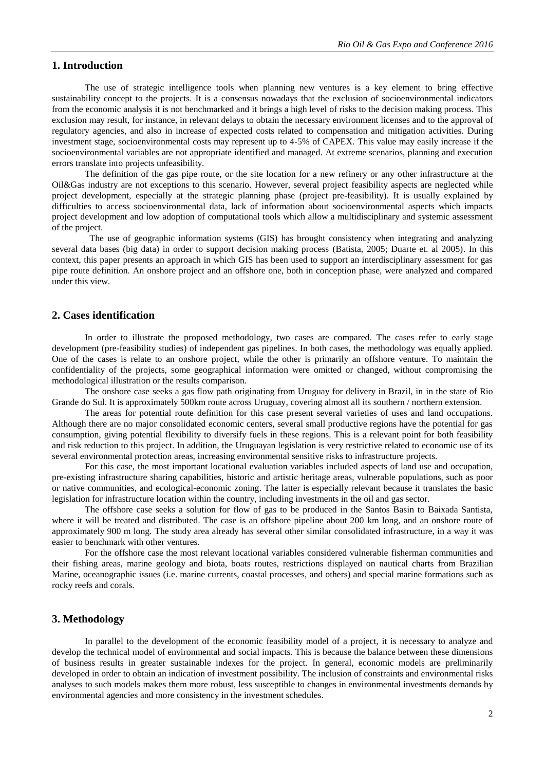## 1. Introduction

The use of strategic intelligence tools when planning new ventures is a key element to bring effective sustainability concept to the projects. It is a consensus nowadays that the exclusion of socioenvironmental indicators from the economic analysis it is not benchmarked and it brings a high level of risks to the decision making process. This exclusion may result, for instance, in relevant delays to obtain the necessary environment licenses and to the approval of regulatory agencies, and also in increase of expected costs related to compensation and mitigation activities. During investment stage, socioenvironmental costs may represent up to 4-5% of CAPEX. This value may easily increase if the socioenvironmental variables are not appropriate identified and managed. At extreme scenarios, planning and execution errors translate into projects unfeasibility.

The definition of the gas pipe route, or the site location for a new refinery or any other infrastructure at the Oil&Gas industry are not exceptions to this scenario. However, several project feasibility aspects are neglected while project development, especially at the strategic planning phase (project pre-feasibility). It is usually explained by difficulties to access socioenvironmental data, lack of information about socioenvironmental aspects which impacts project development and low adoption of computational tools which allow a multidisciplinary and systemic assessment of the project.

The use of geographic information systems (GIS) has brought consistency when integrating and analyzing several data bases (big data) in order to support decision making process (Batista, 2005; Duarte et. al 2005). In this context, this paper presents an approach in which GIS has been used to support an interdisciplinary assessment for gas pipe route definition. An onshore project and an offshore one, both in conception phase, were analyzed and compared under this view.

## 2. Cases identification

In order to illustrate the proposed methodology, two cases are compared. The cases refer to early stage development (pre-feasibility studies) of independent gas pipelines. In both cases, the methodology was equally applied. One of the cases is relate to an onshore project, while the other is primarily an offshore venture. To maintain the confidentiality of the projects, some geographical information were omitted or changed, without compromising the methodological illustration or the results comparison.

The onshore case seeks a gas flow path originating from Uruguay for delivery in Brazil, in in the state of Rio Grande do Sul. It is approximately 500km route across Uruguay, covering almost all its southern / northern extension.

The areas for potential route definition for this case present several varieties of uses and land occupations. Although there are no major consolidated economic centers, several small productive regions have the potential for gas consumption, giving potential flexibility to diversify fuels in these regions. This is a relevant point for both feasibility and risk reduction to this project. In addition, the Uruguayan legislation is very restrictive related to economic use of its several environmental protection areas, increasing environmental sensitive risks to infrastructure projects.

For this case, the most important locational evaluation variables included aspects of land use and occupation, pre-existing infrastructure sharing capabilities, historic and artistic heritage areas, vulnerable populations, such as poor or native communities, and ecological-economic zoning. The latter is especially relevant because it translates the basic legislation for infrastructure location within the country, including investments in the oil and gas sector.

The offshore case seeks a solution for flow of gas to be produced in the Santos Basin to Baixada Santista, where it will be treated and distributed. The case is an offshore pipeline about 200 km long, and an onshore route of approximately 900 m long. The study area already has several other similar consolidated infrastructure, in a way it was easier to benchmark with other ventures.

For the offshore case the most relevant locational variables considered vulnerable fisherman communities and their fishing areas, marine geology and biota, boats routes, restrictions displayed on nautical charts from Brazilian Marine, oceanographic issues (i.e. marine currents, coastal processes, and others) and special marine formations such as rocky reefs and corals.

## 3. Methodology

In parallel to the development of the economic feasibility model of a project, it is necessary to analyze and develop the technical model of environmental and social impacts. This is because the balance between these dimensions of business results in greater sustainable indexes for the project. In general, economic models are preliminarily developed in order to obtain an indication of investment possibility. The inclusion of constraints and environmental risks analyses to such models makes them more robust, less susceptible to changes in environmental investments demands by environmental agencies and more consistency in the investment schedules.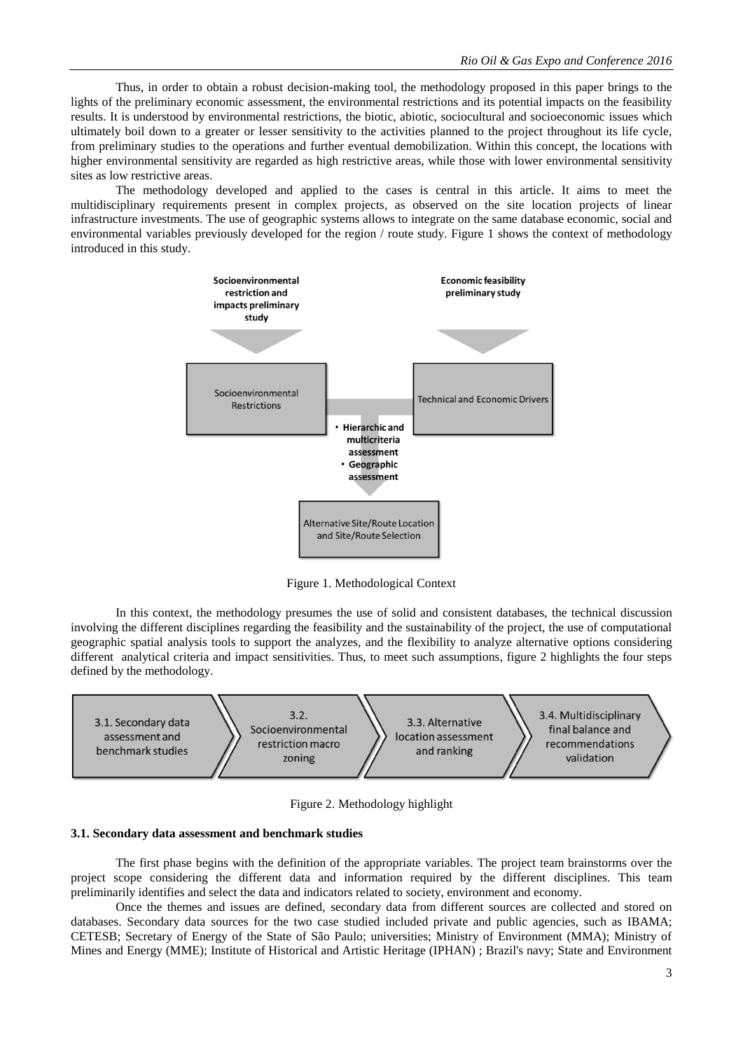Thus, in order to obtain a robust decision-making tool, the methodology proposed in this paper brings to the lights of the preliminary economic assessment, the environmental restrictions and its potential impacts on the feasibility results. It is understood by environmental restrictions, the biotic, abiotic, sociocultural and socioeconomic issues which ultimately boil down to a greater or lesser sensitivity to the activities planned to the project throughout its life cycle, from preliminary studies to the operations and further eventual demobilization. Within this concept, the locations with higher environmental sensitivity are regarded as high restrictive areas, while those with lower environmental sensitivity sites as low restrictive areas.

The methodology developed and applied to the cases is central in this article. It aims to meet the multidisciplinary requirements present in complex projects, as observed on the site location projects of linear infrastructure investments. The use of geographic systems allows to integrate on the same database economic, social and environmental variables previously developed for the region / route study. Figure 1 shows the context of methodology introduced in this study.

**Socioenvironmental restriction and impacts preliminary study**

**Economic feasibility preliminary study**

Socioenvironmental Restrictions

Technical and Economic Drivers

- **Hierarchic and multicriteria assessment**
- **Geographic assessment**

Alternative Site/Route Location and Site/Route Selection

Figure 1. Methodological Context

In this context, the methodology presumes the use of solid and consistent databases, the technical discussion involving the different disciplines regarding the feasibility and the sustainability of the project, the use of computational geographic spatial analysis tools to support the analyzes, and the flexibility to analyze alternative options considering different analytical criteria and impact sensitivities. Thus, to meet such assumptions, figure 2 highlights the four steps defined by the methodology.

3.1. Secondary data assessment and benchmark studies → 3.2. Socioenvironmental restriction macro zoning → 3.3. Alternative location assessment and ranking → 3.4. Multidisciplinary final balance and recommendations validation

Figure 2. Methodology highlight

### 3.1. Secondary data assessment and benchmark studies

The first phase begins with the definition of the appropriate variables. The project team brainstorms over the project scope considering the different data and information required by the different disciplines. This team preliminarily identifies and select the data and indicators related to society, environment and economy.

Once the themes and issues are defined, secondary data from different sources are collected and stored on databases. Secondary data sources for the two case studied included private and public agencies, such as IBAMA; CETESB; Secretary of Energy of the State of São Paulo; universities; Ministry of Environment (MMA); Ministry of Mines and Energy (MME); Institute of Historical and Artistic Heritage (IPHAN) ; Brazil's navy; State and Environment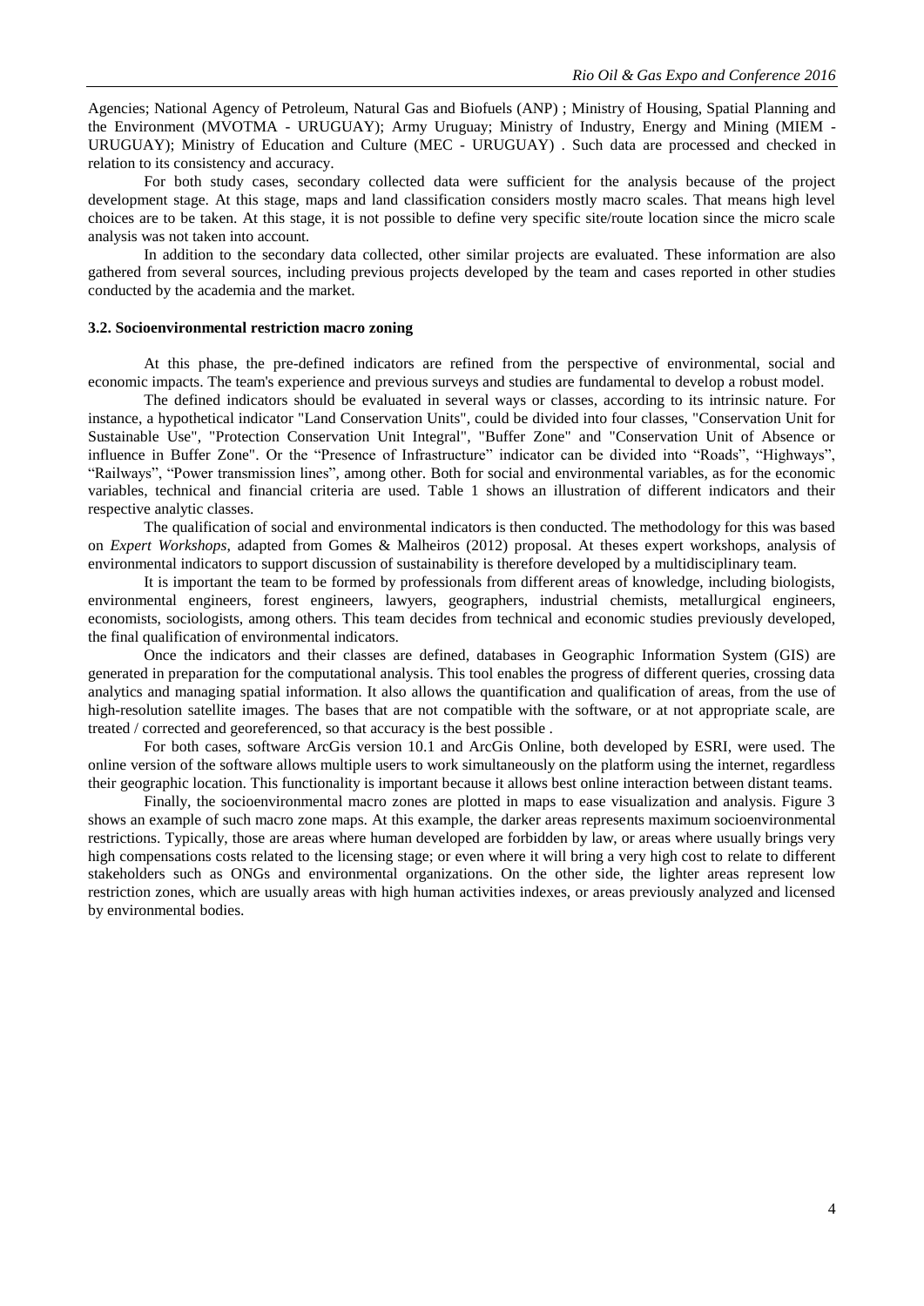Agencies; National Agency of Petroleum, Natural Gas and Biofuels (ANP) ; Ministry of Housing, Spatial Planning and the Environment (MVOTMA - URUGUAY); Army Uruguay; Ministry of Industry, Energy and Mining (MIEM - URUGUAY); Ministry of Education and Culture (MEC - URUGUAY) . Such data are processed and checked in relation to its consistency and accuracy.

For both study cases, secondary collected data were sufficient for the analysis because of the project development stage. At this stage, maps and land classification considers mostly macro scales. That means high level choices are to be taken. At this stage, it is not possible to define very specific site/route location since the micro scale analysis was not taken into account.

In addition to the secondary data collected, other similar projects are evaluated. These information are also gathered from several sources, including previous projects developed by the team and cases reported in other studies conducted by the academia and the market.

### 3.2. Socioenvironmental restriction macro zoning

At this phase, the pre-defined indicators are refined from the perspective of environmental, social and economic impacts. The team's experience and previous surveys and studies are fundamental to develop a robust model.

The defined indicators should be evaluated in several ways or classes, according to its intrinsic nature. For instance, a hypothetical indicator "Land Conservation Units", could be divided into four classes, "Conservation Unit for Sustainable Use", "Protection Conservation Unit Integral", "Buffer Zone" and "Conservation Unit of Absence or influence in Buffer Zone". Or the "Presence of Infrastructure" indicator can be divided into "Roads", "Highways", "Railways", "Power transmission lines", among other. Both for social and environmental variables, as for the economic variables, technical and financial criteria are used. Table 1 shows an illustration of different indicators and their respective analytic classes.

The qualification of social and environmental indicators is then conducted. The methodology for this was based on *Expert Workshops*, adapted from Gomes & Malheiros (2012) proposal. At theses expert workshops, analysis of environmental indicators to support discussion of sustainability is therefore developed by a multidisciplinary team.

It is important the team to be formed by professionals from different areas of knowledge, including biologists, environmental engineers, forest engineers, lawyers, geographers, industrial chemists, metallurgical engineers, economists, sociologists, among others. This team decides from technical and economic studies previously developed, the final qualification of environmental indicators.

Once the indicators and their classes are defined, databases in Geographic Information System (GIS) are generated in preparation for the computational analysis. This tool enables the progress of different queries, crossing data analytics and managing spatial information. It also allows the quantification and qualification of areas, from the use of high-resolution satellite images. The bases that are not compatible with the software, or at not appropriate scale, are treated / corrected and georeferenced, so that accuracy is the best possible .

For both cases, software ArcGis version 10.1 and ArcGis Online, both developed by ESRI, were used. The online version of the software allows multiple users to work simultaneously on the platform using the internet, regardless their geographic location. This functionality is important because it allows best online interaction between distant teams.

Finally, the socioenvironmental macro zones are plotted in maps to ease visualization and analysis. Figure 3 shows an example of such macro zone maps. At this example, the darker areas represents maximum socioenvironmental restrictions. Typically, those are areas where human developed are forbidden by law, or areas where usually brings very high compensations costs related to the licensing stage; or even where it will bring a very high cost to relate to different stakeholders such as ONGs and environmental organizations. On the other side, the lighter areas represent low restriction zones, which are usually areas with high human activities indexes, or areas previously analyzed and licensed by environmental bodies.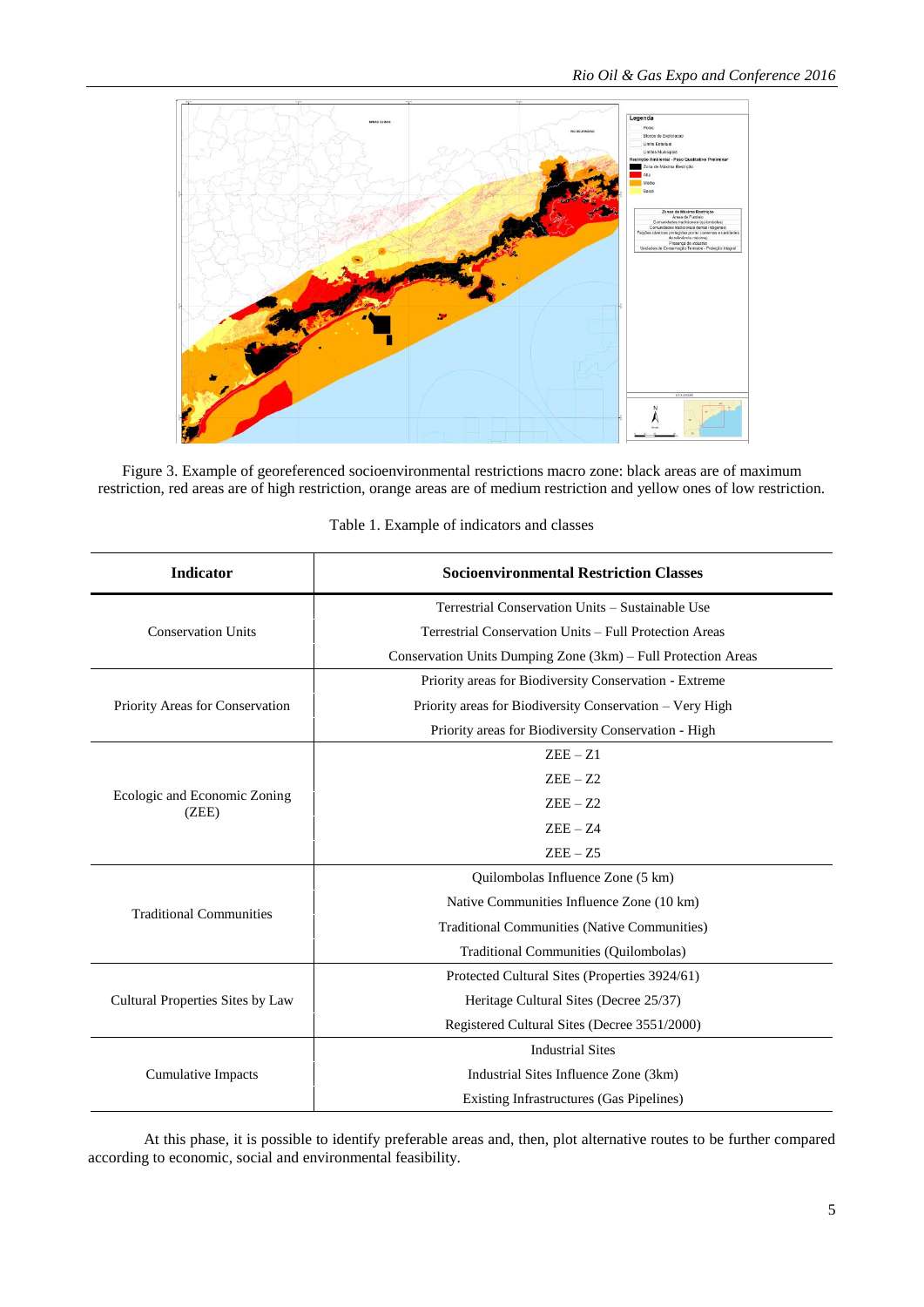Figure 3. Example of georeferenced socioenvironmental restrictions macro zone: black areas are of maximum restriction, red areas are of high restriction, orange areas are of medium restriction and yellow ones of low restriction.

Table 1. Example of indicators and classes

| Indicator | Socioenvironmental Restriction Classes |
|---|---|
| Conservation Units | Terrestrial Conservation Units – Sustainable Use |
| | Terrestrial Conservation Units – Full Protection Areas |
| | Conservation Units Dumping Zone (3km) – Full Protection Areas |
| Priority Areas for Conservation | Priority areas for Biodiversity Conservation - Extreme |
| | Priority areas for Biodiversity Conservation – Very High |
| | Priority areas for Biodiversity Conservation - High |
| Ecologic and Economic Zoning (ZEE) | ZEE – Z1 |
| | ZEE – Z2 |
| | ZEE – Z2 |
| | ZEE – Z4 |
| | ZEE – Z5 |
| Traditional Communities | Quilombolas Influence Zone (5 km) |
| | Native Communities Influence Zone (10 km) |
| | Traditional Communities (Native Communities) |
| | Traditional Communities (Quilombolas) |
| Cultural Properties Sites by Law | Protected Cultural Sites (Properties 3924/61) |
| | Heritage Cultural Sites (Decree 25/37) |
| | Registered Cultural Sites (Decree 3551/2000) |
| Cumulative Impacts | Industrial Sites |
| | Industrial Sites Influence Zone (3km) |
| | Existing Infrastructures (Gas Pipelines) |

At this phase, it is possible to identify preferable areas and, then, plot alternative routes to be further compared according to economic, social and environmental feasibility.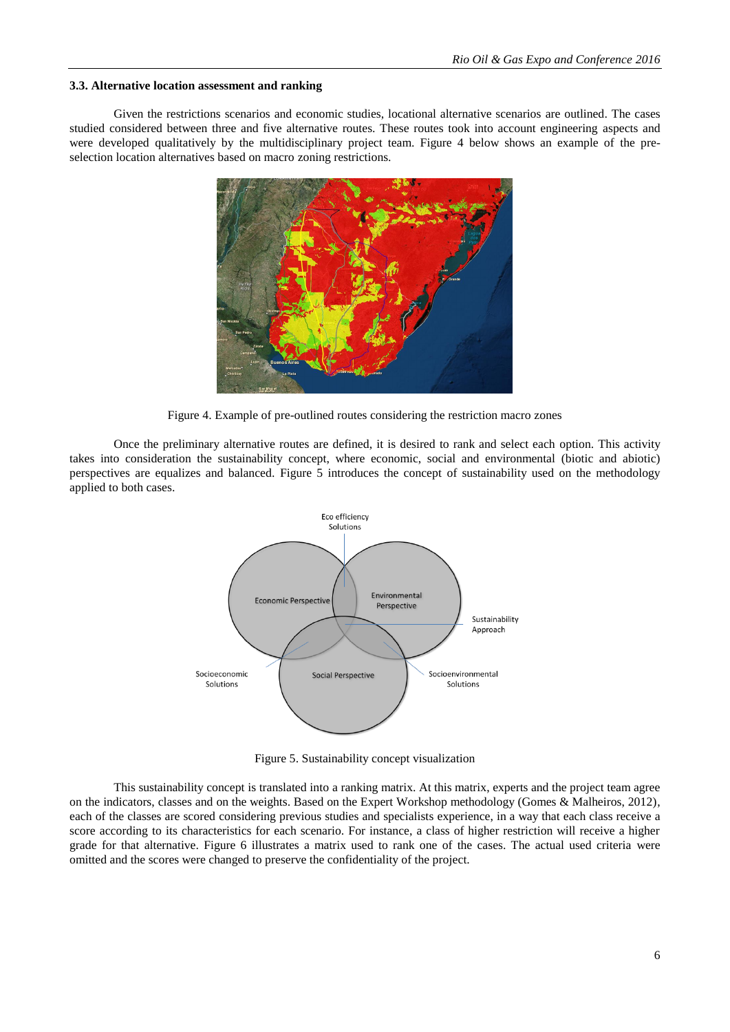### 3.3. Alternative location assessment and ranking

Given the restrictions scenarios and economic studies, locational alternative scenarios are outlined. The cases studied considered between three and five alternative routes. These routes took into account engineering aspects and were developed qualitatively by the multidisciplinary project team. Figure 4 below shows an example of the pre-selection location alternatives based on macro zoning restrictions.

Figure 4. Example of pre-outlined routes considering the restriction macro zones

Once the preliminary alternative routes are defined, it is desired to rank and select each option. This activity takes into consideration the sustainability concept, where economic, social and environmental (biotic and abiotic) perspectives are equalizes and balanced. Figure 5 introduces the concept of sustainability used on the methodology applied to both cases.

Figure 5. Sustainability concept visualization

This sustainability concept is translated into a ranking matrix. At this matrix, experts and the project team agree on the indicators, classes and on the weights. Based on the Expert Workshop methodology (Gomes & Malheiros, 2012), each of the classes are scored considering previous studies and specialists experience, in a way that each class receive a score according to its characteristics for each scenario. For instance, a class of higher restriction will receive a higher grade for that alternative. Figure 6 illustrates a matrix used to rank one of the cases. The actual used criteria were omitted and the scores were changed to preserve the confidentiality of the project.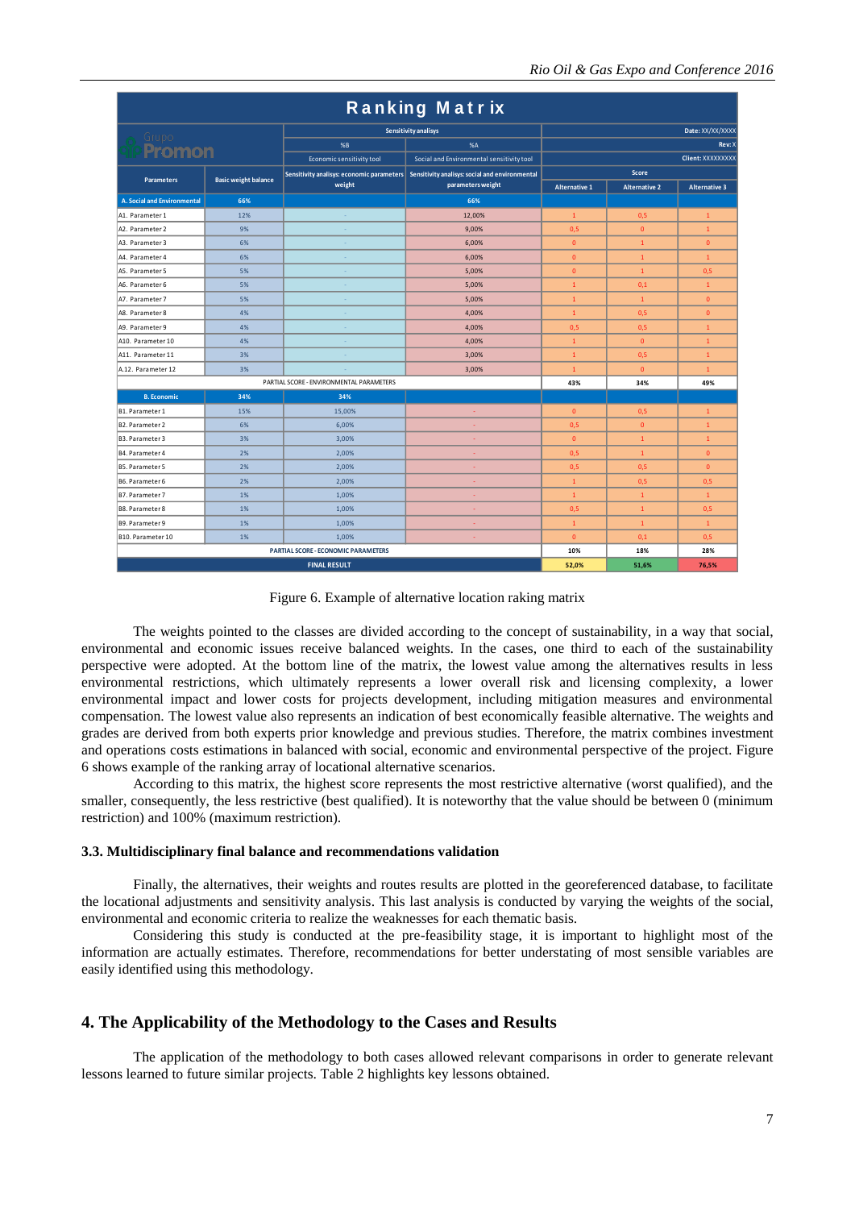| Ranking Matrix | | | | | | |
|---|---|---|---|---|---|---|
| Grupo Promon | | Sensitivity analisys | | Date: XX/XX/XXXX | | |
| | | %B | %A | Rev: X | | |
| | | Economic sensitivity tool | Social and Environmental sensitivity tool | Client: XXXXXXXXX | | |
| Parameters | Basic weight balance | Sensitivity analisys: economic parameters weight | Sensitivity analisys: social and environmental parameters weight | Score | | |
| | | | | Alternative 1 | Alternative 2 | Alternative 3 |
| A. Social and Environmental | 66% | | 66% | | | |
| A1. Parameter 1 | 12% | - | 12,00% | 1 | 0,5 | 1 |
| A2. Parameter 2 | 9% | - | 9,00% | 0,5 | 0 | 1 |
| A3. Parameter 3 | 6% | - | 6,00% | 0 | 1 | 0 |
| A4. Parameter 4 | 6% | - | 6,00% | 0 | 1 | 1 |
| A5. Parameter 5 | 5% | - | 5,00% | 0 | 1 | 0,5 |
| A6. Parameter 6 | 5% | - | 5,00% | 1 | 0,1 | 1 |
| A7. Parameter 7 | 5% | - | 5,00% | 1 | 1 | 0 |
| A8. Parameter 8 | 4% | - | 4,00% | 1 | 0,5 | 0 |
| A9. Parameter 9 | 4% | - | 4,00% | 0,5 | 0,5 | 1 |
| A10. Parameter 10 | 4% | - | 4,00% | 1 | 0 | 1 |
| A11. Parameter 11 | 3% | - | 3,00% | 1 | 0,5 | 1 |
| A.12. Parameter 12 | 3% | - | 3,00% | 1 | 0 | 1 |
| PARTIAL SCORE - ENVIRONMENTAL PARAMETERS | | | | 43% | 34% | 49% |
| B. Economic | 34% | 34% | | | | |
| B1. Parameter 1 | 15% | 15,00% | - | 0 | 0,5 | 1 |
| B2. Parameter 2 | 6% | 6,00% | - | 0,5 | 0 | 1 |
| B3. Parameter 3 | 3% | 3,00% | - | 0 | 1 | 1 |
| B4. Parameter 4 | 2% | 2,00% | - | 0,5 | 1 | 0 |
| B5. Parameter 5 | 2% | 2,00% | - | 0,5 | 0,5 | 0 |
| B6. Parameter 6 | 2% | 2,00% | - | 1 | 0,5 | 0,5 |
| B7. Parameter 7 | 1% | 1,00% | - | 1 | 1 | 1 |
| B8. Parameter 8 | 1% | 1,00% | - | 0,5 | 1 | 0,5 |
| B9. Parameter 9 | 1% | 1,00% | - | 1 | 1 | 1 |
| B10. Parameter 10 | 1% | 1,00% | - | 0 | 0,1 | 0,5 |
| PARTIAL SCORE - ECONOMIC PARAMETERS | | | | 10% | 18% | 28% |
| FINAL RESULT | | | | 52,0% | 51,6% | 76,5% |

Figure 6. Example of alternative location raking matrix

The weights pointed to the classes are divided according to the concept of sustainability, in a way that social, environmental and economic issues receive balanced weights. In the cases, one third to each of the sustainability perspective were adopted. At the bottom line of the matrix, the lowest value among the alternatives results in less environmental restrictions, which ultimately represents a lower overall risk and licensing complexity, a lower environmental impact and lower costs for projects development, including mitigation measures and environmental compensation. The lowest value also represents an indication of best economically feasible alternative. The weights and grades are derived from both experts prior knowledge and previous studies. Therefore, the matrix combines investment and operations costs estimations in balanced with social, economic and environmental perspective of the project. Figure 6 shows example of the ranking array of locational alternative scenarios.

According to this matrix, the highest score represents the most restrictive alternative (worst qualified), and the smaller, consequently, the less restrictive (best qualified). It is noteworthy that the value should be between 0 (minimum restriction) and 100% (maximum restriction).

### 3.3. Multidisciplinary final balance and recommendations validation

Finally, the alternatives, their weights and routes results are plotted in the georeferenced database, to facilitate the locational adjustments and sensitivity analysis. This last analysis is conducted by varying the weights of the social, environmental and economic criteria to realize the weaknesses for each thematic basis.

Considering this study is conducted at the pre-feasibility stage, it is important to highlight most of the information are actually estimates. Therefore, recommendations for better understating of most sensible variables are easily identified using this methodology.

## 4. The Applicability of the Methodology to the Cases and Results

The application of the methodology to both cases allowed relevant comparisons in order to generate relevant lessons learned to future similar projects. Table 2 highlights key lessons obtained.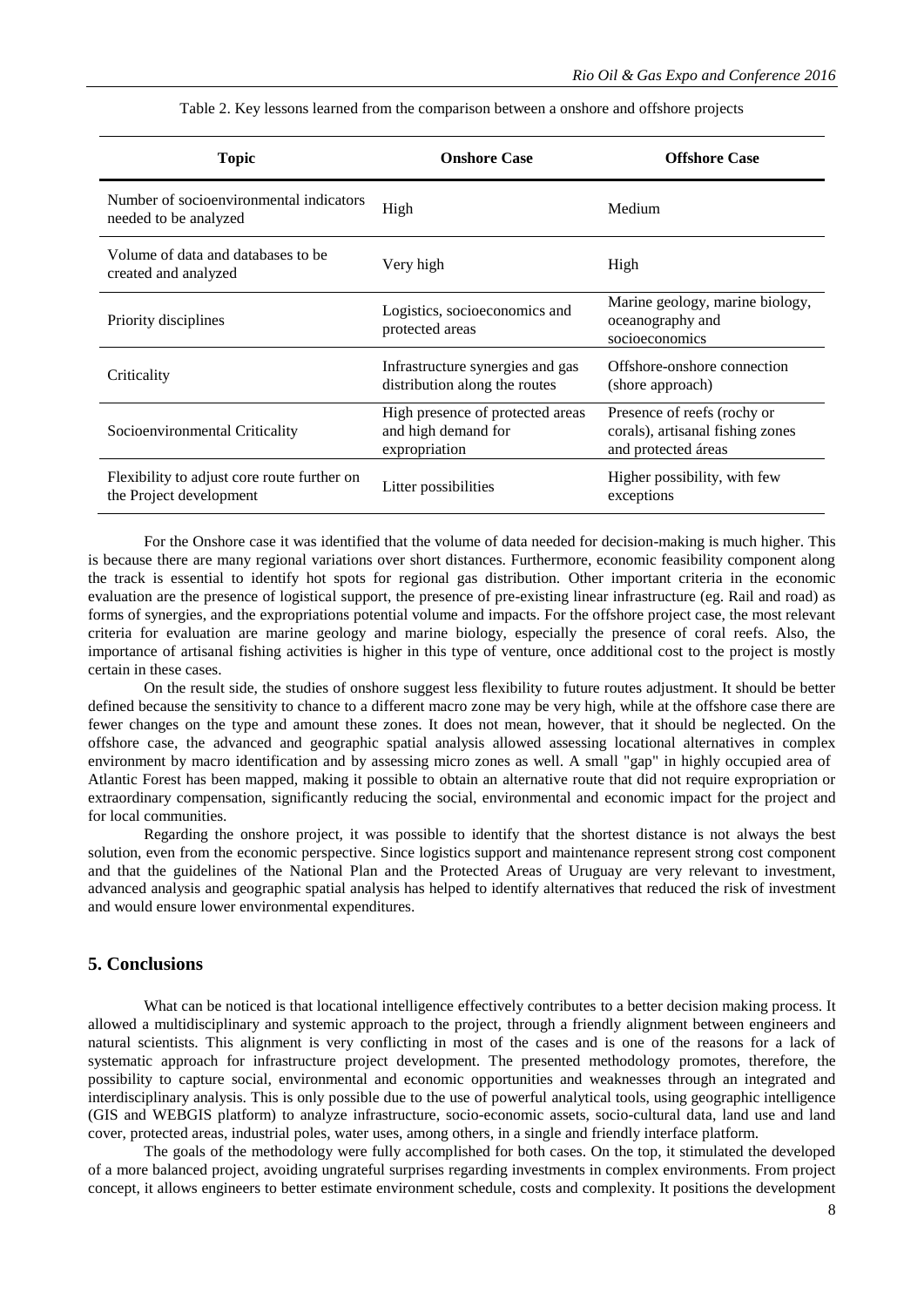Table 2. Key lessons learned from the comparison between a onshore and offshore projects

| Topic | Onshore Case | Offshore Case |
|---|---|---|
| Number of socioenvironmental indicators needed to be analyzed | High | Medium |
| Volume of data and databases to be created and analyzed | Very high | High |
| Priority disciplines | Logistics, socioeconomics and protected areas | Marine geology, marine biology, oceanography and socioeconomics |
| Criticality | Infrastructure synergies and gas distribution along the routes | Offshore-onshore connection (shore approach) |
| Socioenvironmental Criticality | High presence of protected areas and high demand for expropriation | Presence of reefs (rochy or corals), artisanal fishing zones and protected áreas |
| Flexibility to adjust core route further on the Project development | Litter possibilities | Higher possibility, with few exceptions |

For the Onshore case it was identified that the volume of data needed for decision-making is much higher. This is because there are many regional variations over short distances. Furthermore, economic feasibility component along the track is essential to identify hot spots for regional gas distribution. Other important criteria in the economic evaluation are the presence of logistical support, the presence of pre-existing linear infrastructure (eg. Rail and road) as forms of synergies, and the expropriations potential volume and impacts. For the offshore project case, the most relevant criteria for evaluation are marine geology and marine biology, especially the presence of coral reefs. Also, the importance of artisanal fishing activities is higher in this type of venture, once additional cost to the project is mostly certain in these cases.

On the result side, the studies of onshore suggest less flexibility to future routes adjustment. It should be better defined because the sensitivity to chance to a different macro zone may be very high, while at the offshore case there are fewer changes on the type and amount these zones. It does not mean, however, that it should be neglected. On the offshore case, the advanced and geographic spatial analysis allowed assessing locational alternatives in complex environment by macro identification and by assessing micro zones as well. A small "gap" in highly occupied area of Atlantic Forest has been mapped, making it possible to obtain an alternative route that did not require expropriation or extraordinary compensation, significantly reducing the social, environmental and economic impact for the project and for local communities.

Regarding the onshore project, it was possible to identify that the shortest distance is not always the best solution, even from the economic perspective. Since logistics support and maintenance represent strong cost component and that the guidelines of the National Plan and the Protected Areas of Uruguay are very relevant to investment, advanced analysis and geographic spatial analysis has helped to identify alternatives that reduced the risk of investment and would ensure lower environmental expenditures.

## 5. Conclusions

What can be noticed is that locational intelligence effectively contributes to a better decision making process. It allowed a multidisciplinary and systemic approach to the project, through a friendly alignment between engineers and natural scientists. This alignment is very conflicting in most of the cases and is one of the reasons for a lack of systematic approach for infrastructure project development. The presented methodology promotes, therefore, the possibility to capture social, environmental and economic opportunities and weaknesses through an integrated and interdisciplinary analysis. This is only possible due to the use of powerful analytical tools, using geographic intelligence (GIS and WEBGIS platform) to analyze infrastructure, socio-economic assets, socio-cultural data, land use and land cover, protected areas, industrial poles, water uses, among others, in a single and friendly interface platform.

The goals of the methodology were fully accomplished for both cases. On the top, it stimulated the developed of a more balanced project, avoiding ungrateful surprises regarding investments in complex environments. From project concept, it allows engineers to better estimate environment schedule, costs and complexity. It positions the development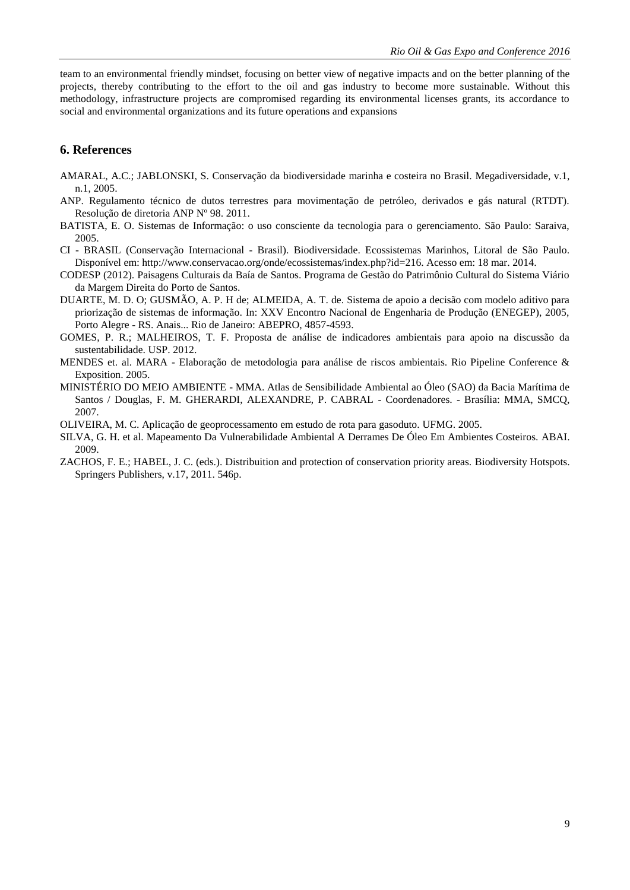team to an environmental friendly mindset, focusing on better view of negative impacts and on the better planning of the projects, thereby contributing to the effort to the oil and gas industry to become more sustainable. Without this methodology, infrastructure projects are compromised regarding its environmental licenses grants, its accordance to social and environmental organizations and its future operations and expansions

## 6. References

AMARAL, A.C.; JABLONSKI, S. Conservação da biodiversidade marinha e costeira no Brasil. Megadiversidade, v.1, n.1, 2005.

ANP. Regulamento técnico de dutos terrestres para movimentação de petróleo, derivados e gás natural (RTDT). Resolução de diretoria ANP Nº 98. 2011.

BATISTA, E. O. Sistemas de Informação: o uso consciente da tecnologia para o gerenciamento. São Paulo: Saraiva, 2005.

CI - BRASIL (Conservação Internacional - Brasil). Biodiversidade. Ecossistemas Marinhos, Litoral de São Paulo. Disponível em: http://www.conservacao.org/onde/ecossistemas/index.php?id=216. Acesso em: 18 mar. 2014.

CODESP (2012). Paisagens Culturais da Baía de Santos. Programa de Gestão do Patrimônio Cultural do Sistema Viário da Margem Direita do Porto de Santos.

DUARTE, M. D. O; GUSMÃO, A. P. H de; ALMEIDA, A. T. de. Sistema de apoio a decisão com modelo aditivo para priorização de sistemas de informação. In: XXV Encontro Nacional de Engenharia de Produção (ENEGEP), 2005, Porto Alegre - RS. Anais... Rio de Janeiro: ABEPRO, 4857-4593.

GOMES, P. R.; MALHEIROS, T. F. Proposta de análise de indicadores ambientais para apoio na discussão da sustentabilidade. USP. 2012.

MENDES et. al. MARA - Elaboração de metodologia para análise de riscos ambientais. Rio Pipeline Conference & Exposition. 2005.

MINISTÉRIO DO MEIO AMBIENTE - MMA. Atlas de Sensibilidade Ambiental ao Óleo (SAO) da Bacia Marítima de Santos / Douglas, F. M. GHERARDI, ALEXANDRE, P. CABRAL - Coordenadores. - Brasília: MMA, SMCQ, 2007.

OLIVEIRA, M. C. Aplicação de geoprocessamento em estudo de rota para gasoduto. UFMG. 2005.

SILVA, G. H. et al. Mapeamento Da Vulnerabilidade Ambiental A Derrames De Óleo Em Ambientes Costeiros. ABAI. 2009.

ZACHOS, F. E.; HABEL, J. C. (eds.). Distribuition and protection of conservation priority areas. Biodiversity Hotspots. Springers Publishers, v.17, 2011. 546p.